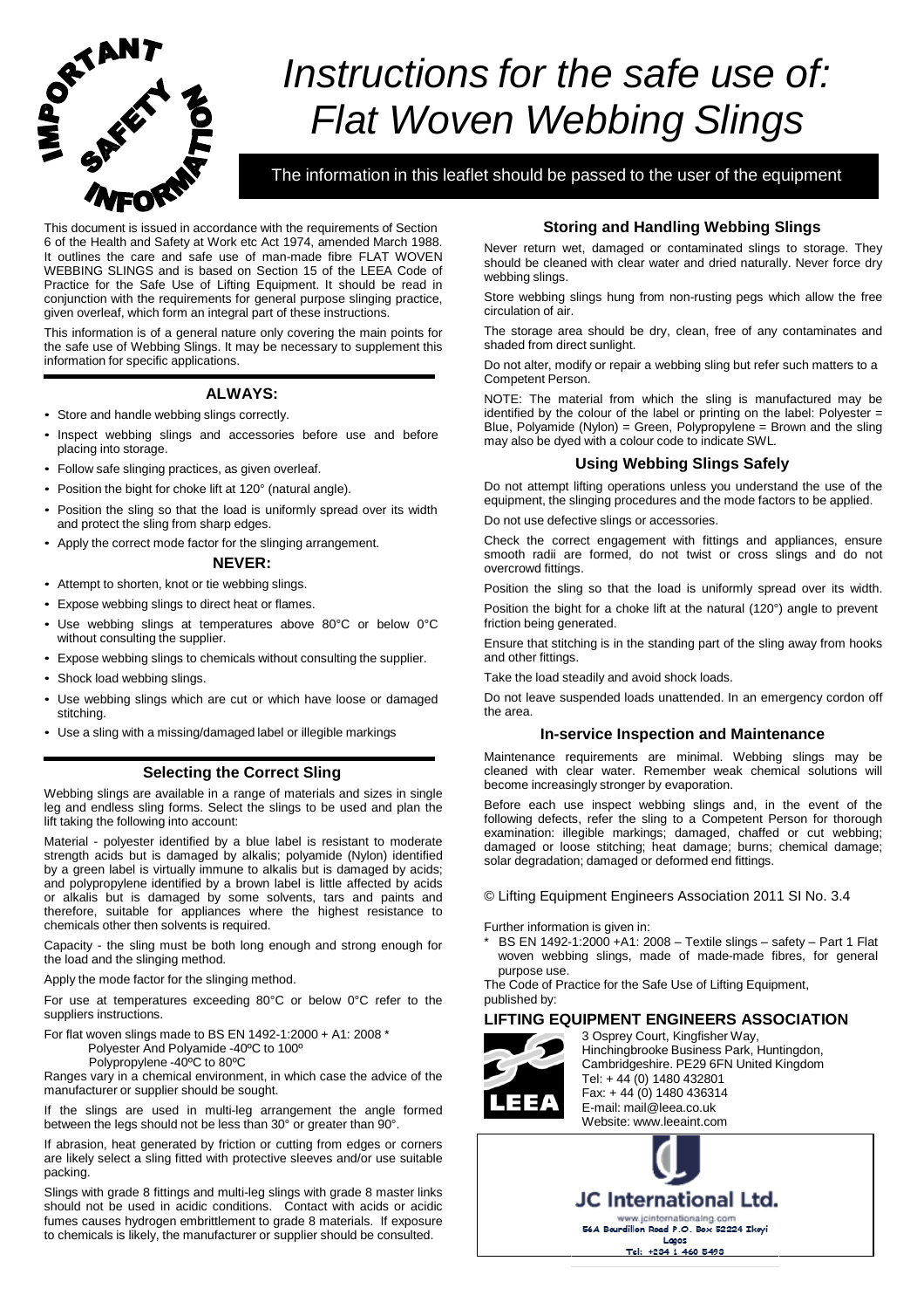IMPORTANT SAFETY INFORMATION

# Instructions for the safe use of: Flat Woven Webbing Slings

The information in this leaflet should be passed to the user of the equipment

This document is issued in accordance with the requirements of Section 6 of the Health and Safety at Work etc Act 1974, amended March 1988. It outlines the care and safe use of man-made fibre FLAT WOVEN WEBBING SLINGS and is based on Section 15 of the LEEA Code of Practice for the Safe Use of Lifting Equipment. It should be read in conjunction with the requirements for general purpose slinging practice, given overleaf, which form an integral part of these instructions.

This information is of a general nature only covering the main points for the safe use of Webbing Slings. It may be necessary to supplement this information for specific applications.

### ALWAYS:

- Store and handle webbing slings correctly.
- Inspect webbing slings and accessories before use and before placing into storage.
- Follow safe slinging practices, as given overleaf.
- Position the bight for choke lift at 120° (natural angle).
- Position the sling so that the load is uniformly spread over its width and protect the sling from sharp edges.
- Apply the correct mode factor for the slinging arrangement.

### NEVER:

- Attempt to shorten, knot or tie webbing slings.
- Expose webbing slings to direct heat or flames.
- Use webbing slings at temperatures above 80°C or below 0°C without consulting the supplier.
- Expose webbing slings to chemicals without consulting the supplier.
- Shock load webbing slings.
- Use webbing slings which are cut or which have loose or damaged stitching.
- Use a sling with a missing/damaged label or illegible markings

### Selecting the Correct Sling

Webbing slings are available in a range of materials and sizes in single leg and endless sling forms. Select the slings to be used and plan the lift taking the following into account:

Material - polyester identified by a blue label is resistant to moderate strength acids but is damaged by alkalis; polyamide (Nylon) identified by a green label is virtually immune to alkalis but is damaged by acids; and polypropylene identified by a brown label is little affected by acids or alkalis but is damaged by some solvents, tars and paints and therefore, suitable for appliances where the highest resistance to chemicals other then solvents is required.

Capacity - the sling must be both long enough and strong enough for the load and the slinging method.

Apply the mode factor for the slinging method.

For use at temperatures exceeding 80°C or below 0°C refer to the suppliers instructions.

For flat woven slings made to BS EN 1492-1:2000 + A1: 2008 *
Polyester And Polyamide -40ºC to 100º
Polypropylene -40ºC to 80ºC

Ranges vary in a chemical environment, in which case the advice of the manufacturer or supplier should be sought.

If the slings are used in multi-leg arrangement the angle formed between the legs should not be less than 30° or greater than 90°.

If abrasion, heat generated by friction or cutting from edges or corners are likely select a sling fitted with protective sleeves and/or use suitable packing.

Slings with grade 8 fittings and multi-leg slings with grade 8 master links should not be used in acidic conditions. Contact with acids or acidic fumes causes hydrogen embrittlement to grade 8 materials. If exposure to chemicals is likely, the manufacturer or supplier should be consulted.

### Storing and Handling Webbing Slings

Never return wet, damaged or contaminated slings to storage. They should be cleaned with clear water and dried naturally. Never force dry webbing slings.

Store webbing slings hung from non-rusting pegs which allow the free circulation of air.

The storage area should be dry, clean, free of any contaminates and shaded from direct sunlight.

Do not alter, modify or repair a webbing sling but refer such matters to a Competent Person.

NOTE: The material from which the sling is manufactured may be identified by the colour of the label or printing on the label: Polyester = Blue, Polyamide (Nylon) = Green, Polypropylene = Brown and the sling may also be dyed with a colour code to indicate SWL.

### Using Webbing Slings Safely

Do not attempt lifting operations unless you understand the use of the equipment, the slinging procedures and the mode factors to be applied.

Do not use defective slings or accessories.

Check the correct engagement with fittings and appliances, ensure smooth radii are formed, do not twist or cross slings and do not overcrowd fittings.

Position the sling so that the load is uniformly spread over its width.

Position the bight for a choke lift at the natural (120°) angle to prevent friction being generated.

Ensure that stitching is in the standing part of the sling away from hooks and other fittings.

Take the load steadily and avoid shock loads.

Do not leave suspended loads unattended. In an emergency cordon off the area.

### In-service Inspection and Maintenance

Maintenance requirements are minimal. Webbing slings may be cleaned with clear water. Remember weak chemical solutions will become increasingly stronger by evaporation.

Before each use inspect webbing slings and, in the event of the following defects, refer the sling to a Competent Person for thorough examination: illegible markings; damaged, chaffed or cut webbing; damaged or loose stitching; heat damage; burns; chemical damage; solar degradation; damaged or deformed end fittings.

© Lifting Equipment Engineers Association 2011 SI No. 3.4

Further information is given in:

* BS EN 1492-1:2000 +A1: 2008 – Textile slings – safety – Part 1 Flat woven webbing slings, made of made-made fibres, for general purpose use.

The Code of Practice for the Safe Use of Lifting Equipment, published by:

**LIFTING EQUIPMENT ENGINEERS ASSOCIATION**

3 Osprey Court, Kingfisher Way,
Hinchingbrooke Business Park, Huntingdon,
Cambridgeshire. PE29 6FN United Kingdom
Tel: + 44 (0) 1480 432801
Fax: + 44 (0) 1480 436314
E-mail: mail@leea.co.uk
Website: www.leeaint.com

**JC International Ltd.**
www.jcinternationalng.com
56A Bourdillon Road P.O. Box 52224 Ikoyi
Lagos
Tel: +234 1 460 5493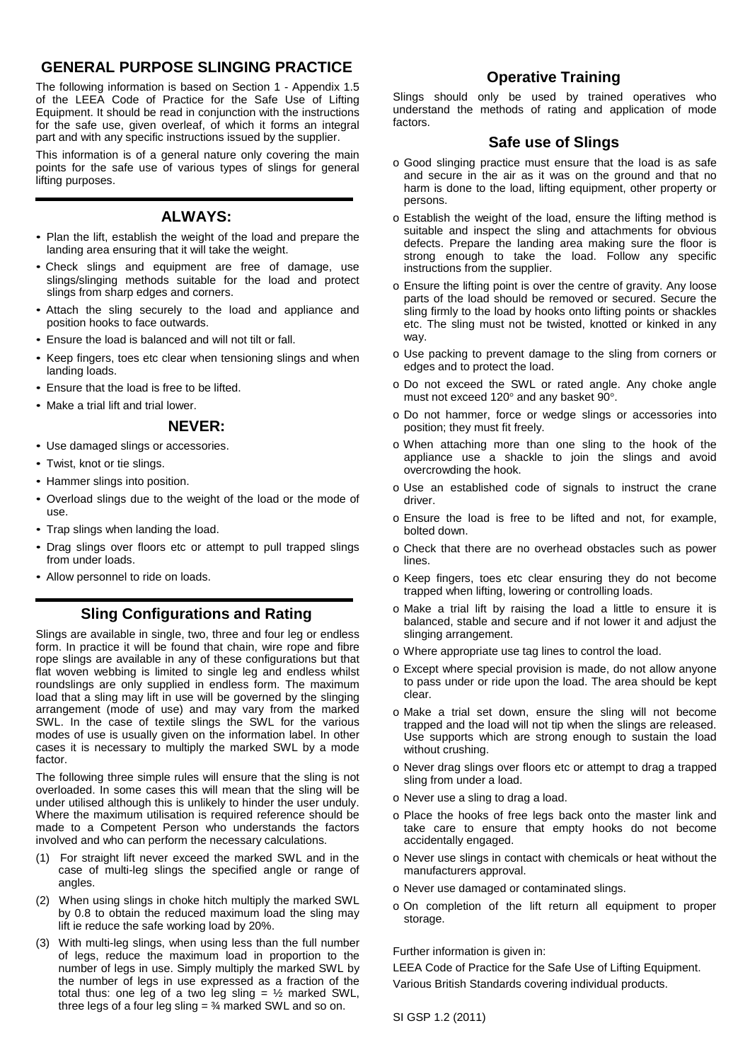## GENERAL PURPOSE SLINGING PRACTICE

The following information is based on Section 1 - Appendix 1.5 of the LEEA Code of Practice for the Safe Use of Lifting Equipment. It should be read in conjunction with the instructions for the safe use, given overleaf, of which it forms an integral part and with any specific instructions issued by the supplier.

This information is of a general nature only covering the main points for the safe use of various types of slings for general lifting purposes.

### ALWAYS:

- Plan the lift, establish the weight of the load and prepare the landing area ensuring that it will take the weight.
- Check slings and equipment are free of damage, use slings/slinging methods suitable for the load and protect slings from sharp edges and corners.
- Attach the sling securely to the load and appliance and position hooks to face outwards.
- Ensure the load is balanced and will not tilt or fall.
- Keep fingers, toes etc clear when tensioning slings and when landing loads.
- Ensure that the load is free to be lifted.
- Make a trial lift and trial lower.

### NEVER:

- Use damaged slings or accessories.
- Twist, knot or tie slings.
- Hammer slings into position.
- Overload slings due to the weight of the load or the mode of use.
- Trap slings when landing the load.
- Drag slings over floors etc or attempt to pull trapped slings from under loads.
- Allow personnel to ride on loads.

### Sling Configurations and Rating

Slings are available in single, two, three and four leg or endless form. In practice it will be found that chain, wire rope and fibre rope slings are available in any of these configurations but that flat woven webbing is limited to single leg and endless whilst roundslings are only supplied in endless form. The maximum load that a sling may lift in use will be governed by the slinging arrangement (mode of use) and may vary from the marked SWL. In the case of textile slings the SWL for the various modes of use is usually given on the information label. In other cases it is necessary to multiply the marked SWL by a mode factor.

The following three simple rules will ensure that the sling is not overloaded. In some cases this will mean that the sling will be under utilised although this is unlikely to hinder the user unduly. Where the maximum utilisation is required reference should be made to a Competent Person who understands the factors involved and who can perform the necessary calculations.

1. For straight lift never exceed the marked SWL and in the case of multi-leg slings the specified angle or range of angles.
2. When using slings in choke hitch multiply the marked SWL by 0.8 to obtain the reduced maximum load the sling may lift ie reduce the safe working load by 20%.
3. With multi-leg slings, when using less than the full number of legs, reduce the maximum load in proportion to the number of legs in use. Simply multiply the marked SWL by the number of legs in use expressed as a fraction of the total thus: one leg of a two leg sling = ½ marked SWL, three legs of a four leg sling = ¾ marked SWL and so on.

### Operative Training

Slings should only be used by trained operatives who understand the methods of rating and application of mode factors.

### Safe use of Slings

- Good slinging practice must ensure that the load is as safe and secure in the air as it was on the ground and that no harm is done to the load, lifting equipment, other property or persons.
- Establish the weight of the load, ensure the lifting method is suitable and inspect the sling and attachments for obvious defects. Prepare the landing area making sure the floor is strong enough to take the load. Follow any specific instructions from the supplier.
- Ensure the lifting point is over the centre of gravity. Any loose parts of the load should be removed or secured. Secure the sling firmly to the load by hooks onto lifting points or shackles etc. The sling must not be twisted, knotted or kinked in any way.
- Use packing to prevent damage to the sling from corners or edges and to protect the load.
- Do not exceed the SWL or rated angle. Any choke angle must not exceed 120° and any basket 90°.
- Do not hammer, force or wedge slings or accessories into position; they must fit freely.
- When attaching more than one sling to the hook of the appliance use a shackle to join the slings and avoid overcrowding the hook.
- Use an established code of signals to instruct the crane driver.
- Ensure the load is free to be lifted and not, for example, bolted down.
- Check that there are no overhead obstacles such as power lines.
- Keep fingers, toes etc clear ensuring they do not become trapped when lifting, lowering or controlling loads.
- Make a trial lift by raising the load a little to ensure it is balanced, stable and secure and if not lower it and adjust the slinging arrangement.
- Where appropriate use tag lines to control the load.
- Except where special provision is made, do not allow anyone to pass under or ride upon the load. The area should be kept clear.
- Make a trial set down, ensure the sling will not become trapped and the load will not tip when the slings are released. Use supports which are strong enough to sustain the load without crushing.
- Never drag slings over floors etc or attempt to drag a trapped sling from under a load.
- Never use a sling to drag a load.
- Place the hooks of free legs back onto the master link and take care to ensure that empty hooks do not become accidentally engaged.
- Never use slings in contact with chemicals or heat without the manufacturers approval.
- Never use damaged or contaminated slings.
- On completion of the lift return all equipment to proper storage.

Further information is given in:

LEEA Code of Practice for the Safe Use of Lifting Equipment.

Various British Standards covering individual products.

SI GSP 1.2 (2011)